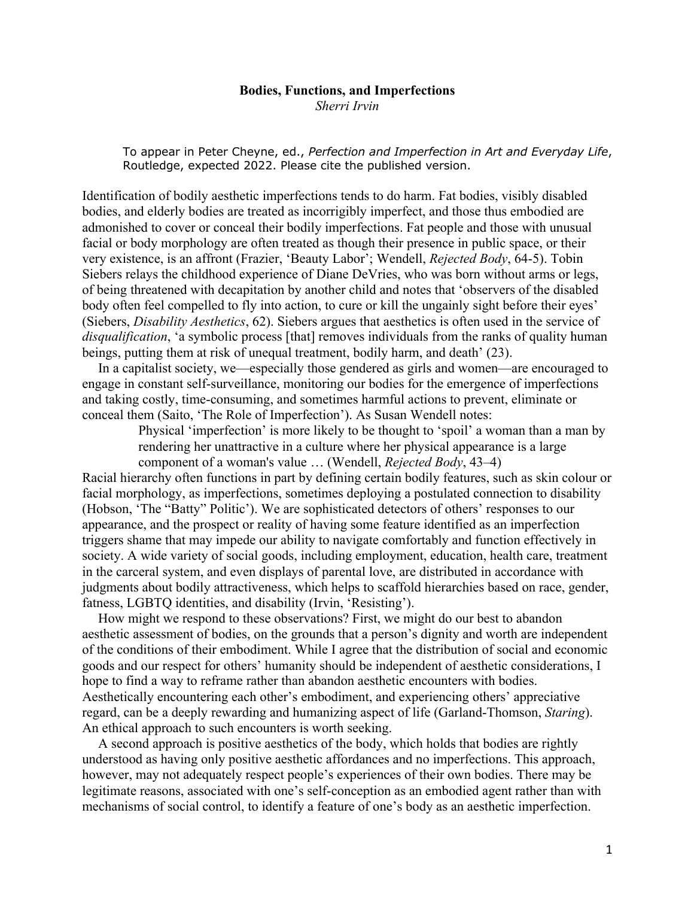# Bodies, Functions, and Imperfections

*Sherri Irvin*

To appear in Peter Cheyne, ed., *Perfection and Imperfection in Art and Everyday Life*, Routledge, expected 2022. Please cite the published version.

Identification of bodily aesthetic imperfections tends to do harm. Fat bodies, visibly disabled bodies, and elderly bodies are treated as incorrigibly imperfect, and those thus embodied are admonished to cover or conceal their bodily imperfections. Fat people and those with unusual facial or body morphology are often treated as though their presence in public space, or their very existence, is an affront (Frazier, 'Beauty Labor'; Wendell, *Rejected Body*, 64-5). Tobin Siebers relays the childhood experience of Diane DeVries, who was born without arms or legs, of being threatened with decapitation by another child and notes that 'observers of the disabled body often feel compelled to fly into action, to cure or kill the unsightly sight before their eyes' (Siebers, *Disability Aesthetics*, 62). Siebers argues that aesthetics is often used in the service of *disqualification*, 'a symbolic process [that] removes individuals from the ranks of quality human beings, putting them at risk of unequal treatment, bodily harm, and death' (23).

In a capitalist society, we—especially those gendered as girls and women—are encouraged to engage in constant self-surveillance, monitoring our bodies for the emergence of imperfections and taking costly, time-consuming, and sometimes harmful actions to prevent, eliminate or conceal them (Saito, 'The Role of Imperfection'). As Susan Wendell notes:

> Physical 'imperfection' is more likely to be thought to 'spoil' a woman than a man by rendering her unattractive in a culture where her physical appearance is a large component of a woman's value … (Wendell, *Rejected Body*, 43–4)

Racial hierarchy often functions in part by defining certain bodily features, such as skin colour or facial morphology, as imperfections, sometimes deploying a postulated connection to disability (Hobson, 'The "Batty" Politic'). We are sophisticated detectors of others' responses to our appearance, and the prospect or reality of having some feature identified as an imperfection triggers shame that may impede our ability to navigate comfortably and function effectively in society. A wide variety of social goods, including employment, education, health care, treatment in the carceral system, and even displays of parental love, are distributed in accordance with judgments about bodily attractiveness, which helps to scaffold hierarchies based on race, gender, fatness, LGBTQ identities, and disability (Irvin, 'Resisting').

How might we respond to these observations? First, we might do our best to abandon aesthetic assessment of bodies, on the grounds that a person's dignity and worth are independent of the conditions of their embodiment. While I agree that the distribution of social and economic goods and our respect for others' humanity should be independent of aesthetic considerations, I hope to find a way to reframe rather than abandon aesthetic encounters with bodies. Aesthetically encountering each other's embodiment, and experiencing others' appreciative regard, can be a deeply rewarding and humanizing aspect of life (Garland-Thomson, *Staring*). An ethical approach to such encounters is worth seeking.

A second approach is positive aesthetics of the body, which holds that bodies are rightly understood as having only positive aesthetic affordances and no imperfections. This approach, however, may not adequately respect people's experiences of their own bodies. There may be legitimate reasons, associated with one's self-conception as an embodied agent rather than with mechanisms of social control, to identify a feature of one's body as an aesthetic imperfection.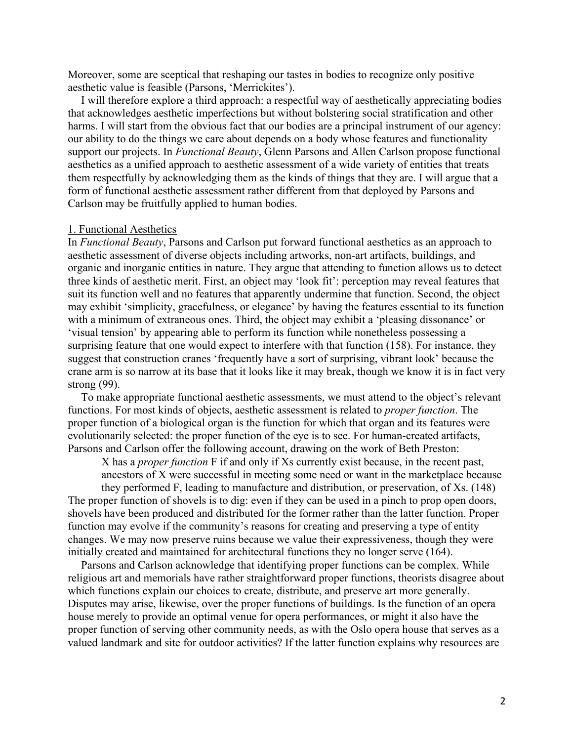Moreover, some are sceptical that reshaping our tastes in bodies to recognize only positive aesthetic value is feasible (Parsons, 'Merrickites').

I will therefore explore a third approach: a respectful way of aesthetically appreciating bodies that acknowledges aesthetic imperfections but without bolstering social stratification and other harms. I will start from the obvious fact that our bodies are a principal instrument of our agency: our ability to do the things we care about depends on a body whose features and functionality support our projects. In *Functional Beauty*, Glenn Parsons and Allen Carlson propose functional aesthetics as a unified approach to aesthetic assessment of a wide variety of entities that treats them respectfully by acknowledging them as the kinds of things that they are. I will argue that a form of functional aesthetic assessment rather different from that deployed by Parsons and Carlson may be fruitfully applied to human bodies.

## 1. Functional Aesthetics

In *Functional Beauty*, Parsons and Carlson put forward functional aesthetics as an approach to aesthetic assessment of diverse objects including artworks, non-art artifacts, buildings, and organic and inorganic entities in nature. They argue that attending to function allows us to detect three kinds of aesthetic merit. First, an object may 'look fit': perception may reveal features that suit its function well and no features that apparently undermine that function. Second, the object may exhibit 'simplicity, gracefulness, or elegance' by having the features essential to its function with a minimum of extraneous ones. Third, the object may exhibit a 'pleasing dissonance' or 'visual tension' by appearing able to perform its function while nonetheless possessing a surprising feature that one would expect to interfere with that function (158). For instance, they suggest that construction cranes 'frequently have a sort of surprising, vibrant look' because the crane arm is so narrow at its base that it looks like it may break, though we know it is in fact very strong (99).

To make appropriate functional aesthetic assessments, we must attend to the object's relevant functions. For most kinds of objects, aesthetic assessment is related to *proper function*. The proper function of a biological organ is the function for which that organ and its features were evolutionarily selected: the proper function of the eye is to see. For human-created artifacts, Parsons and Carlson offer the following account, drawing on the work of Beth Preston:

> X has a *proper function* F if and only if Xs currently exist because, in the recent past, ancestors of X were successful in meeting some need or want in the marketplace because they performed F, leading to manufacture and distribution, or preservation, of Xs. (148)

The proper function of shovels is to dig: even if they can be used in a pinch to prop open doors, shovels have been produced and distributed for the former rather than the latter function. Proper function may evolve if the community's reasons for creating and preserving a type of entity changes. We may now preserve ruins because we value their expressiveness, though they were initially created and maintained for architectural functions they no longer serve (164).

Parsons and Carlson acknowledge that identifying proper functions can be complex. While religious art and memorials have rather straightforward proper functions, theorists disagree about which functions explain our choices to create, distribute, and preserve art more generally. Disputes may arise, likewise, over the proper functions of buildings. Is the function of an opera house merely to provide an optimal venue for opera performances, or might it also have the proper function of serving other community needs, as with the Oslo opera house that serves as a valued landmark and site for outdoor activities? If the latter function explains why resources are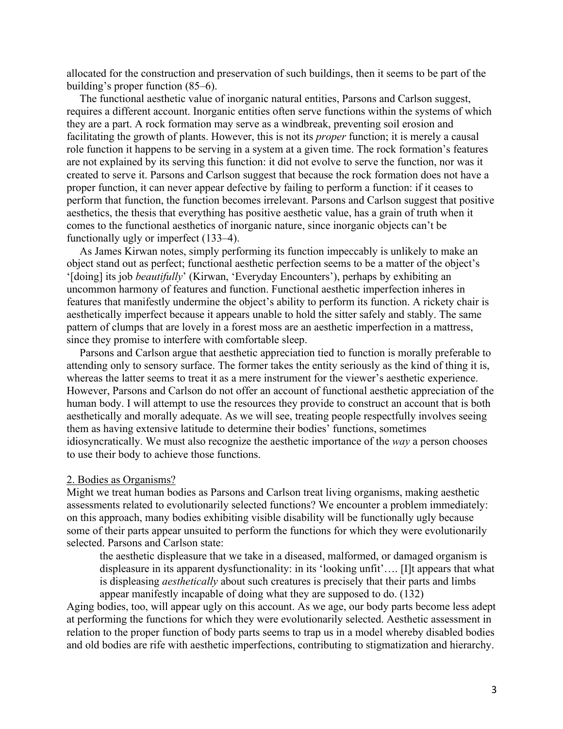allocated for the construction and preservation of such buildings, then it seems to be part of the building's proper function (85–6).

The functional aesthetic value of inorganic natural entities, Parsons and Carlson suggest, requires a different account. Inorganic entities often serve functions within the systems of which they are a part. A rock formation may serve as a windbreak, preventing soil erosion and facilitating the growth of plants. However, this is not its *proper* function; it is merely a causal role function it happens to be serving in a system at a given time. The rock formation's features are not explained by its serving this function: it did not evolve to serve the function, nor was it created to serve it. Parsons and Carlson suggest that because the rock formation does not have a proper function, it can never appear defective by failing to perform a function: if it ceases to perform that function, the function becomes irrelevant. Parsons and Carlson suggest that positive aesthetics, the thesis that everything has positive aesthetic value, has a grain of truth when it comes to the functional aesthetics of inorganic nature, since inorganic objects can't be functionally ugly or imperfect (133–4).

As James Kirwan notes, simply performing its function impeccably is unlikely to make an object stand out as perfect; functional aesthetic perfection seems to be a matter of the object's '[doing] its job *beautifully*' (Kirwan, 'Everyday Encounters'), perhaps by exhibiting an uncommon harmony of features and function. Functional aesthetic imperfection inheres in features that manifestly undermine the object's ability to perform its function. A rickety chair is aesthetically imperfect because it appears unable to hold the sitter safely and stably. The same pattern of clumps that are lovely in a forest moss are an aesthetic imperfection in a mattress, since they promise to interfere with comfortable sleep.

Parsons and Carlson argue that aesthetic appreciation tied to function is morally preferable to attending only to sensory surface. The former takes the entity seriously as the kind of thing it is, whereas the latter seems to treat it as a mere instrument for the viewer's aesthetic experience. However, Parsons and Carlson do not offer an account of functional aesthetic appreciation of the human body. I will attempt to use the resources they provide to construct an account that is both aesthetically and morally adequate. As we will see, treating people respectfully involves seeing them as having extensive latitude to determine their bodies' functions, sometimes idiosyncratically. We must also recognize the aesthetic importance of the *way* a person chooses to use their body to achieve those functions.

## 2. Bodies as Organisms?

Might we treat human bodies as Parsons and Carlson treat living organisms, making aesthetic assessments related to evolutionarily selected functions? We encounter a problem immediately: on this approach, many bodies exhibiting visible disability will be functionally ugly because some of their parts appear unsuited to perform the functions for which they were evolutionarily selected. Parsons and Carlson state:

> the aesthetic displeasure that we take in a diseased, malformed, or damaged organism is displeasure in its apparent dysfunctionality: in its 'looking unfit'…. [I]t appears that what is displeasing *aesthetically* about such creatures is precisely that their parts and limbs appear manifestly incapable of doing what they are supposed to do. (132)

Aging bodies, too, will appear ugly on this account. As we age, our body parts become less adept at performing the functions for which they were evolutionarily selected. Aesthetic assessment in relation to the proper function of body parts seems to trap us in a model whereby disabled bodies and old bodies are rife with aesthetic imperfections, contributing to stigmatization and hierarchy.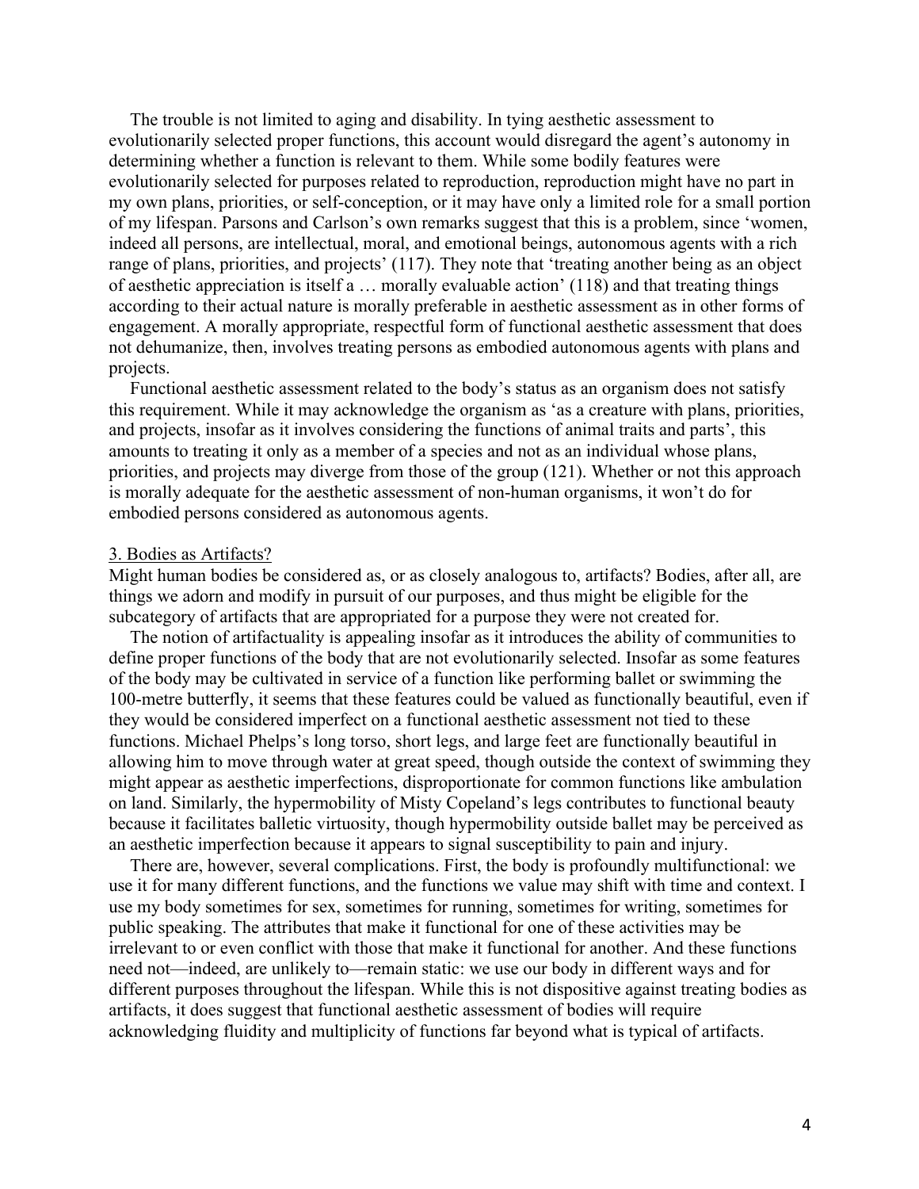The trouble is not limited to aging and disability. In tying aesthetic assessment to evolutionarily selected proper functions, this account would disregard the agent's autonomy in determining whether a function is relevant to them. While some bodily features were evolutionarily selected for purposes related to reproduction, reproduction might have no part in my own plans, priorities, or self-conception, or it may have only a limited role for a small portion of my lifespan. Parsons and Carlson's own remarks suggest that this is a problem, since 'women, indeed all persons, are intellectual, moral, and emotional beings, autonomous agents with a rich range of plans, priorities, and projects' (117). They note that 'treating another being as an object of aesthetic appreciation is itself a … morally evaluable action' (118) and that treating things according to their actual nature is morally preferable in aesthetic assessment as in other forms of engagement. A morally appropriate, respectful form of functional aesthetic assessment that does not dehumanize, then, involves treating persons as embodied autonomous agents with plans and projects.

Functional aesthetic assessment related to the body's status as an organism does not satisfy this requirement. While it may acknowledge the organism as 'as a creature with plans, priorities, and projects, insofar as it involves considering the functions of animal traits and parts', this amounts to treating it only as a member of a species and not as an individual whose plans, priorities, and projects may diverge from those of the group (121). Whether or not this approach is morally adequate for the aesthetic assessment of non-human organisms, it won't do for embodied persons considered as autonomous agents.

## 3. Bodies as Artifacts?

Might human bodies be considered as, or as closely analogous to, artifacts? Bodies, after all, are things we adorn and modify in pursuit of our purposes, and thus might be eligible for the subcategory of artifacts that are appropriated for a purpose they were not created for.

The notion of artifactuality is appealing insofar as it introduces the ability of communities to define proper functions of the body that are not evolutionarily selected. Insofar as some features of the body may be cultivated in service of a function like performing ballet or swimming the 100-metre butterfly, it seems that these features could be valued as functionally beautiful, even if they would be considered imperfect on a functional aesthetic assessment not tied to these functions. Michael Phelps's long torso, short legs, and large feet are functionally beautiful in allowing him to move through water at great speed, though outside the context of swimming they might appear as aesthetic imperfections, disproportionate for common functions like ambulation on land. Similarly, the hypermobility of Misty Copeland's legs contributes to functional beauty because it facilitates balletic virtuosity, though hypermobility outside ballet may be perceived as an aesthetic imperfection because it appears to signal susceptibility to pain and injury.

There are, however, several complications. First, the body is profoundly multifunctional: we use it for many different functions, and the functions we value may shift with time and context. I use my body sometimes for sex, sometimes for running, sometimes for writing, sometimes for public speaking. The attributes that make it functional for one of these activities may be irrelevant to or even conflict with those that make it functional for another. And these functions need not—indeed, are unlikely to—remain static: we use our body in different ways and for different purposes throughout the lifespan. While this is not dispositive against treating bodies as artifacts, it does suggest that functional aesthetic assessment of bodies will require acknowledging fluidity and multiplicity of functions far beyond what is typical of artifacts.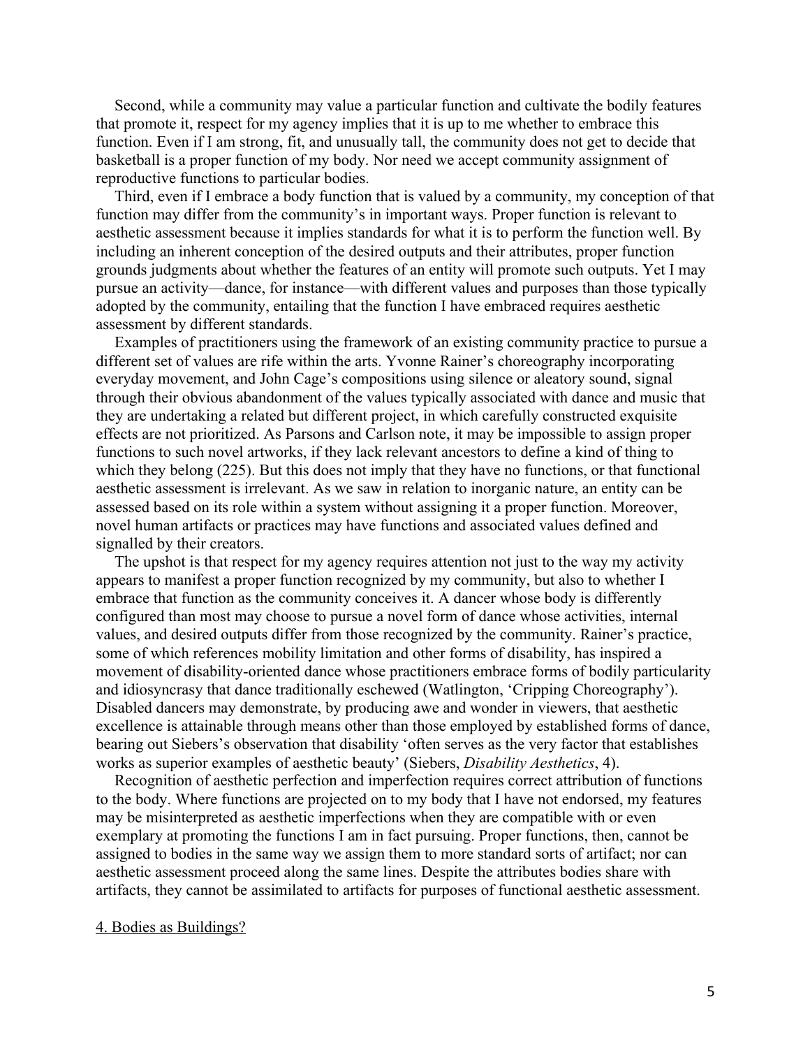Second, while a community may value a particular function and cultivate the bodily features that promote it, respect for my agency implies that it is up to me whether to embrace this function. Even if I am strong, fit, and unusually tall, the community does not get to decide that basketball is a proper function of my body. Nor need we accept community assignment of reproductive functions to particular bodies.

Third, even if I embrace a body function that is valued by a community, my conception of that function may differ from the community's in important ways. Proper function is relevant to aesthetic assessment because it implies standards for what it is to perform the function well. By including an inherent conception of the desired outputs and their attributes, proper function grounds judgments about whether the features of an entity will promote such outputs. Yet I may pursue an activity—dance, for instance—with different values and purposes than those typically adopted by the community, entailing that the function I have embraced requires aesthetic assessment by different standards.

Examples of practitioners using the framework of an existing community practice to pursue a different set of values are rife within the arts. Yvonne Rainer's choreography incorporating everyday movement, and John Cage's compositions using silence or aleatory sound, signal through their obvious abandonment of the values typically associated with dance and music that they are undertaking a related but different project, in which carefully constructed exquisite effects are not prioritized. As Parsons and Carlson note, it may be impossible to assign proper functions to such novel artworks, if they lack relevant ancestors to define a kind of thing to which they belong (225). But this does not imply that they have no functions, or that functional aesthetic assessment is irrelevant. As we saw in relation to inorganic nature, an entity can be assessed based on its role within a system without assigning it a proper function. Moreover, novel human artifacts or practices may have functions and associated values defined and signalled by their creators.

The upshot is that respect for my agency requires attention not just to the way my activity appears to manifest a proper function recognized by my community, but also to whether I embrace that function as the community conceives it. A dancer whose body is differently configured than most may choose to pursue a novel form of dance whose activities, internal values, and desired outputs differ from those recognized by the community. Rainer's practice, some of which references mobility limitation and other forms of disability, has inspired a movement of disability-oriented dance whose practitioners embrace forms of bodily particularity and idiosyncrasy that dance traditionally eschewed (Watlington, 'Cripping Choreography'). Disabled dancers may demonstrate, by producing awe and wonder in viewers, that aesthetic excellence is attainable through means other than those employed by established forms of dance, bearing out Siebers's observation that disability 'often serves as the very factor that establishes works as superior examples of aesthetic beauty' (Siebers, *Disability Aesthetics*, 4).

Recognition of aesthetic perfection and imperfection requires correct attribution of functions to the body. Where functions are projected on to my body that I have not endorsed, my features may be misinterpreted as aesthetic imperfections when they are compatible with or even exemplary at promoting the functions I am in fact pursuing. Proper functions, then, cannot be assigned to bodies in the same way we assign them to more standard sorts of artifact; nor can aesthetic assessment proceed along the same lines. Despite the attributes bodies share with artifacts, they cannot be assimilated to artifacts for purposes of functional aesthetic assessment.

## 4. Bodies as Buildings?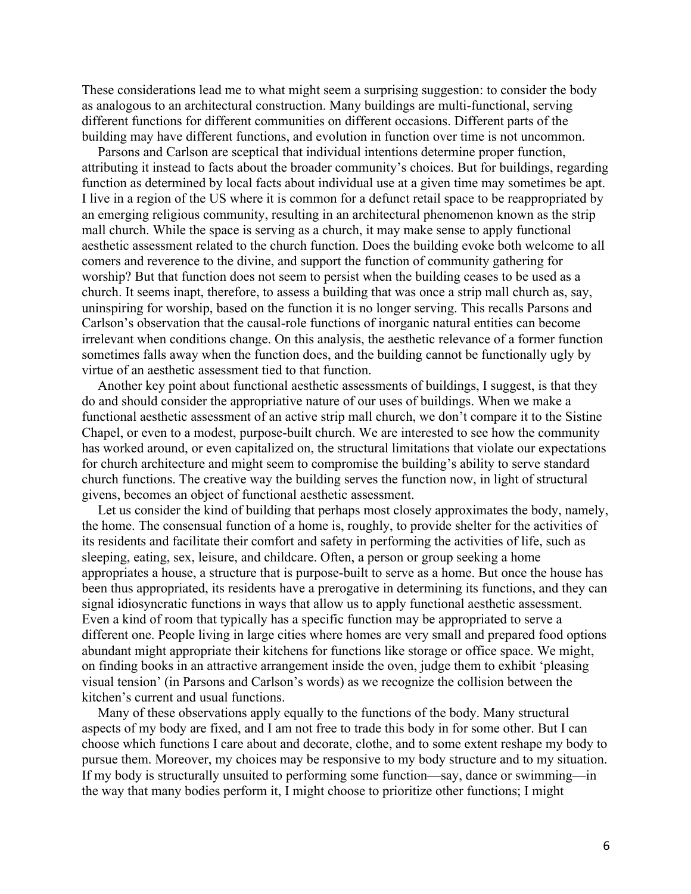These considerations lead me to what might seem a surprising suggestion: to consider the body as analogous to an architectural construction. Many buildings are multi-functional, serving different functions for different communities on different occasions. Different parts of the building may have different functions, and evolution in function over time is not uncommon.

Parsons and Carlson are sceptical that individual intentions determine proper function, attributing it instead to facts about the broader community's choices. But for buildings, regarding function as determined by local facts about individual use at a given time may sometimes be apt. I live in a region of the US where it is common for a defunct retail space to be reappropriated by an emerging religious community, resulting in an architectural phenomenon known as the strip mall church. While the space is serving as a church, it may make sense to apply functional aesthetic assessment related to the church function. Does the building evoke both welcome to all comers and reverence to the divine, and support the function of community gathering for worship? But that function does not seem to persist when the building ceases to be used as a church. It seems inapt, therefore, to assess a building that was once a strip mall church as, say, uninspiring for worship, based on the function it is no longer serving. This recalls Parsons and Carlson's observation that the causal-role functions of inorganic natural entities can become irrelevant when conditions change. On this analysis, the aesthetic relevance of a former function sometimes falls away when the function does, and the building cannot be functionally ugly by virtue of an aesthetic assessment tied to that function.

Another key point about functional aesthetic assessments of buildings, I suggest, is that they do and should consider the appropriative nature of our uses of buildings. When we make a functional aesthetic assessment of an active strip mall church, we don't compare it to the Sistine Chapel, or even to a modest, purpose-built church. We are interested to see how the community has worked around, or even capitalized on, the structural limitations that violate our expectations for church architecture and might seem to compromise the building's ability to serve standard church functions. The creative way the building serves the function now, in light of structural givens, becomes an object of functional aesthetic assessment.

Let us consider the kind of building that perhaps most closely approximates the body, namely, the home. The consensual function of a home is, roughly, to provide shelter for the activities of its residents and facilitate their comfort and safety in performing the activities of life, such as sleeping, eating, sex, leisure, and childcare. Often, a person or group seeking a home appropriates a house, a structure that is purpose-built to serve as a home. But once the house has been thus appropriated, its residents have a prerogative in determining its functions, and they can signal idiosyncratic functions in ways that allow us to apply functional aesthetic assessment. Even a kind of room that typically has a specific function may be appropriated to serve a different one. People living in large cities where homes are very small and prepared food options abundant might appropriate their kitchens for functions like storage or office space. We might, on finding books in an attractive arrangement inside the oven, judge them to exhibit 'pleasing visual tension' (in Parsons and Carlson's words) as we recognize the collision between the kitchen's current and usual functions.

Many of these observations apply equally to the functions of the body. Many structural aspects of my body are fixed, and I am not free to trade this body in for some other. But I can choose which functions I care about and decorate, clothe, and to some extent reshape my body to pursue them. Moreover, my choices may be responsive to my body structure and to my situation. If my body is structurally unsuited to performing some function—say, dance or swimming—in the way that many bodies perform it, I might choose to prioritize other functions; I might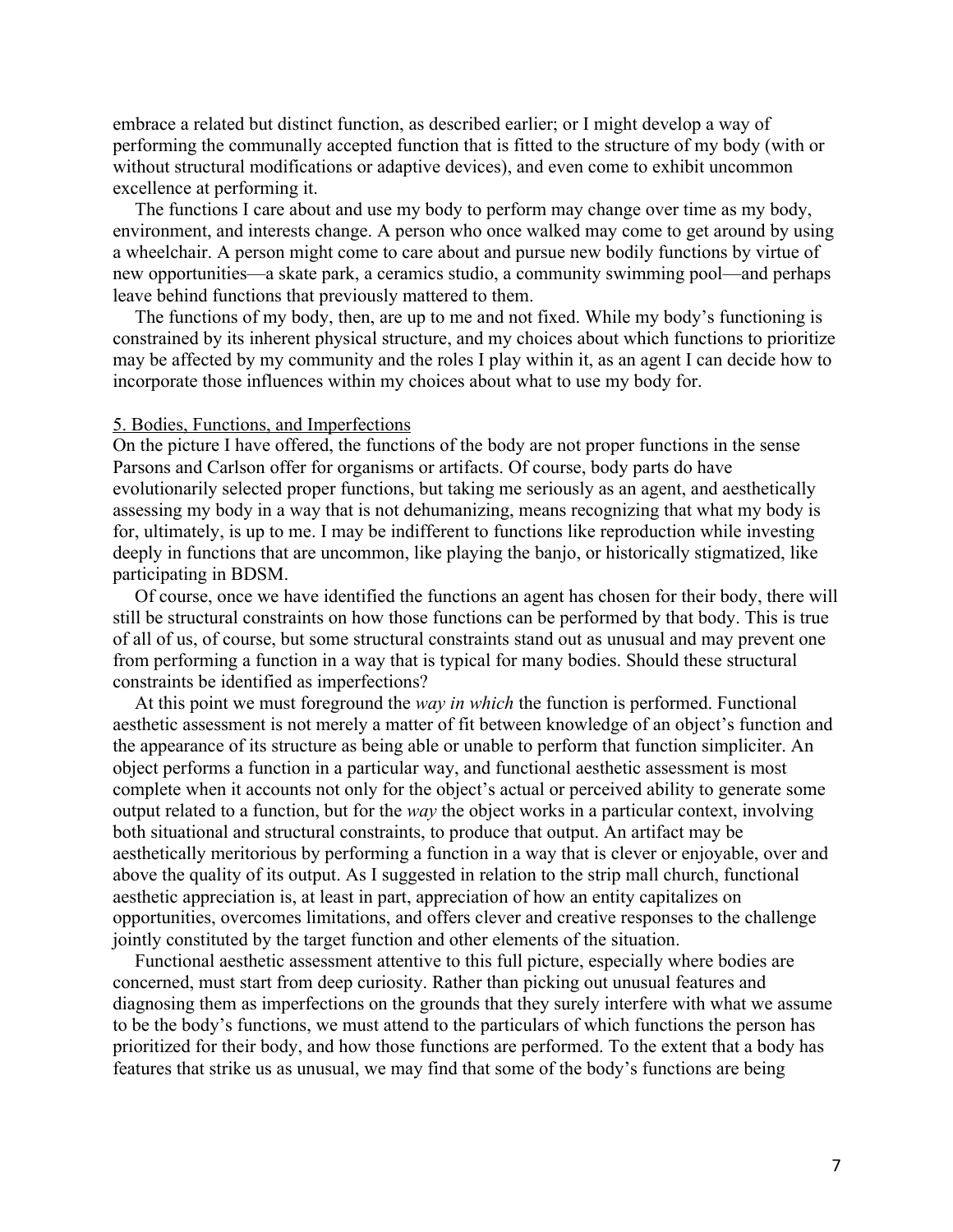embrace a related but distinct function, as described earlier; or I might develop a way of performing the communally accepted function that is fitted to the structure of my body (with or without structural modifications or adaptive devices), and even come to exhibit uncommon excellence at performing it.

The functions I care about and use my body to perform may change over time as my body, environment, and interests change. A person who once walked may come to get around by using a wheelchair. A person might come to care about and pursue new bodily functions by virtue of new opportunities—a skate park, a ceramics studio, a community swimming pool—and perhaps leave behind functions that previously mattered to them.

The functions of my body, then, are up to me and not fixed. While my body's functioning is constrained by its inherent physical structure, and my choices about which functions to prioritize may be affected by my community and the roles I play within it, as an agent I can decide how to incorporate those influences within my choices about what to use my body for.

## 5. Bodies, Functions, and Imperfections

On the picture I have offered, the functions of the body are not proper functions in the sense Parsons and Carlson offer for organisms or artifacts. Of course, body parts do have evolutionarily selected proper functions, but taking me seriously as an agent, and aesthetically assessing my body in a way that is not dehumanizing, means recognizing that what my body is for, ultimately, is up to me. I may be indifferent to functions like reproduction while investing deeply in functions that are uncommon, like playing the banjo, or historically stigmatized, like participating in BDSM.

Of course, once we have identified the functions an agent has chosen for their body, there will still be structural constraints on how those functions can be performed by that body. This is true of all of us, of course, but some structural constraints stand out as unusual and may prevent one from performing a function in a way that is typical for many bodies. Should these structural constraints be identified as imperfections?

At this point we must foreground the *way in which* the function is performed. Functional aesthetic assessment is not merely a matter of fit between knowledge of an object's function and the appearance of its structure as being able or unable to perform that function simpliciter. An object performs a function in a particular way, and functional aesthetic assessment is most complete when it accounts not only for the object's actual or perceived ability to generate some output related to a function, but for the *way* the object works in a particular context, involving both situational and structural constraints, to produce that output. An artifact may be aesthetically meritorious by performing a function in a way that is clever or enjoyable, over and above the quality of its output. As I suggested in relation to the strip mall church, functional aesthetic appreciation is, at least in part, appreciation of how an entity capitalizes on opportunities, overcomes limitations, and offers clever and creative responses to the challenge jointly constituted by the target function and other elements of the situation.

Functional aesthetic assessment attentive to this full picture, especially where bodies are concerned, must start from deep curiosity. Rather than picking out unusual features and diagnosing them as imperfections on the grounds that they surely interfere with what we assume to be the body's functions, we must attend to the particulars of which functions the person has prioritized for their body, and how those functions are performed. To the extent that a body has features that strike us as unusual, we may find that some of the body's functions are being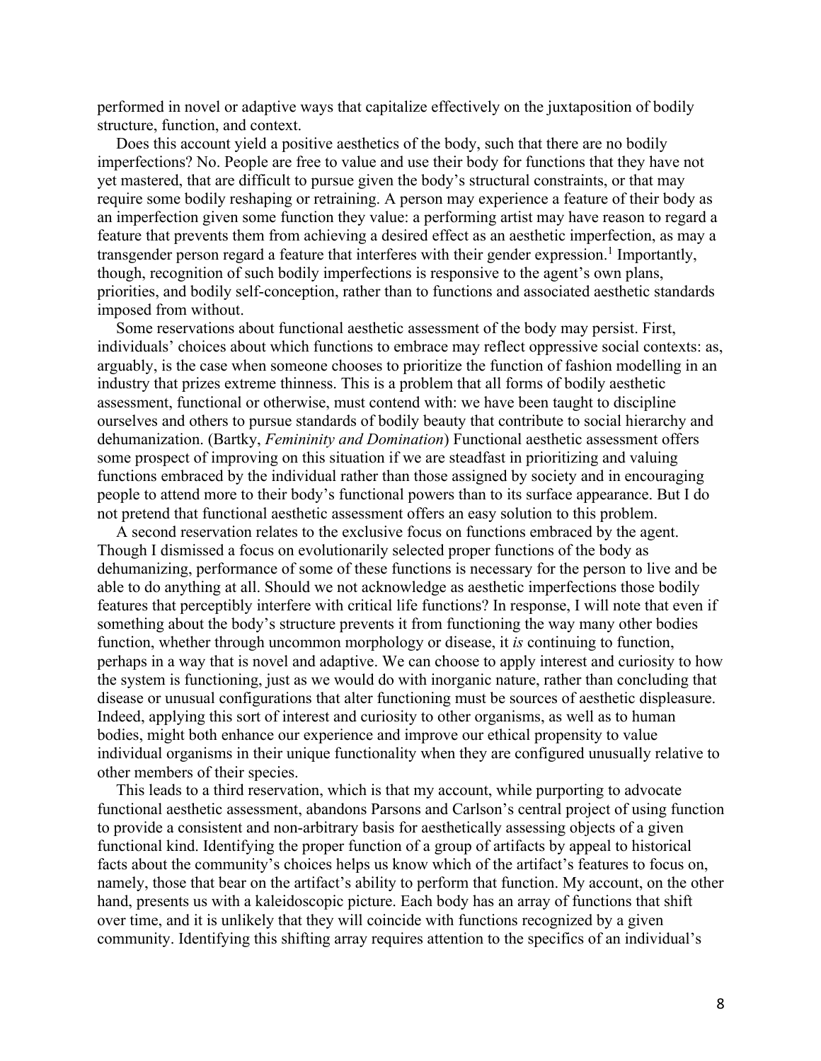performed in novel or adaptive ways that capitalize effectively on the juxtaposition of bodily structure, function, and context.

Does this account yield a positive aesthetics of the body, such that there are no bodily imperfections? No. People are free to value and use their body for functions that they have not yet mastered, that are difficult to pursue given the body's structural constraints, or that may require some bodily reshaping or retraining. A person may experience a feature of their body as an imperfection given some function they value: a performing artist may have reason to regard a feature that prevents them from achieving a desired effect as an aesthetic imperfection, as may a transgender person regard a feature that interferes with their gender expression.[1] Importantly, though, recognition of such bodily imperfections is responsive to the agent's own plans, priorities, and bodily self-conception, rather than to functions and associated aesthetic standards imposed from without.

Some reservations about functional aesthetic assessment of the body may persist. First, individuals' choices about which functions to embrace may reflect oppressive social contexts: as, arguably, is the case when someone chooses to prioritize the function of fashion modelling in an industry that prizes extreme thinness. This is a problem that all forms of bodily aesthetic assessment, functional or otherwise, must contend with: we have been taught to discipline ourselves and others to pursue standards of bodily beauty that contribute to social hierarchy and dehumanization. (Bartky, *Femininity and Domination*) Functional aesthetic assessment offers some prospect of improving on this situation if we are steadfast in prioritizing and valuing functions embraced by the individual rather than those assigned by society and in encouraging people to attend more to their body's functional powers than to its surface appearance. But I do not pretend that functional aesthetic assessment offers an easy solution to this problem.

A second reservation relates to the exclusive focus on functions embraced by the agent. Though I dismissed a focus on evolutionarily selected proper functions of the body as dehumanizing, performance of some of these functions is necessary for the person to live and be able to do anything at all. Should we not acknowledge as aesthetic imperfections those bodily features that perceptibly interfere with critical life functions? In response, I will note that even if something about the body's structure prevents it from functioning the way many other bodies function, whether through uncommon morphology or disease, it *is* continuing to function, perhaps in a way that is novel and adaptive. We can choose to apply interest and curiosity to how the system is functioning, just as we would do with inorganic nature, rather than concluding that disease or unusual configurations that alter functioning must be sources of aesthetic displeasure. Indeed, applying this sort of interest and curiosity to other organisms, as well as to human bodies, might both enhance our experience and improve our ethical propensity to value individual organisms in their unique functionality when they are configured unusually relative to other members of their species.

This leads to a third reservation, which is that my account, while purporting to advocate functional aesthetic assessment, abandons Parsons and Carlson's central project of using function to provide a consistent and non-arbitrary basis for aesthetically assessing objects of a given functional kind. Identifying the proper function of a group of artifacts by appeal to historical facts about the community's choices helps us know which of the artifact's features to focus on, namely, those that bear on the artifact's ability to perform that function. My account, on the other hand, presents us with a kaleidoscopic picture. Each body has an array of functions that shift over time, and it is unlikely that they will coincide with functions recognized by a given community. Identifying this shifting array requires attention to the specifics of an individual's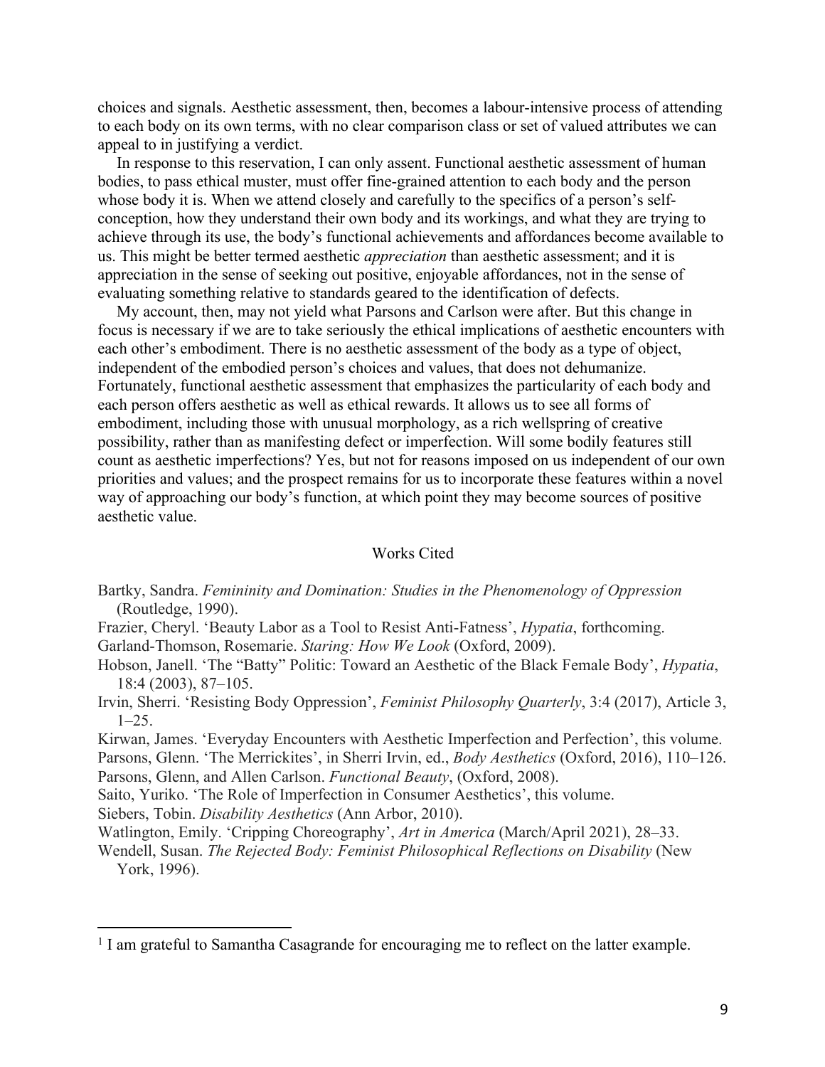choices and signals. Aesthetic assessment, then, becomes a labour-intensive process of attending to each body on its own terms, with no clear comparison class or set of valued attributes we can appeal to in justifying a verdict.

In response to this reservation, I can only assent. Functional aesthetic assessment of human bodies, to pass ethical muster, must offer fine-grained attention to each body and the person whose body it is. When we attend closely and carefully to the specifics of a person's self-conception, how they understand their own body and its workings, and what they are trying to achieve through its use, the body's functional achievements and affordances become available to us. This might be better termed aesthetic *appreciation* than aesthetic assessment; and it is appreciation in the sense of seeking out positive, enjoyable affordances, not in the sense of evaluating something relative to standards geared to the identification of defects.

My account, then, may not yield what Parsons and Carlson were after. But this change in focus is necessary if we are to take seriously the ethical implications of aesthetic encounters with each other's embodiment. There is no aesthetic assessment of the body as a type of object, independent of the embodied person's choices and values, that does not dehumanize. Fortunately, functional aesthetic assessment that emphasizes the particularity of each body and each person offers aesthetic as well as ethical rewards. It allows us to see all forms of embodiment, including those with unusual morphology, as a rich wellspring of creative possibility, rather than as manifesting defect or imperfection. Will some bodily features still count as aesthetic imperfections? Yes, but not for reasons imposed on us independent of our own priorities and values; and the prospect remains for us to incorporate these features within a novel way of approaching our body's function, at which point they may become sources of positive aesthetic value.

## Works Cited

Bartky, Sandra. *Femininity and Domination: Studies in the Phenomenology of Oppression* (Routledge, 1990).

Frazier, Cheryl. 'Beauty Labor as a Tool to Resist Anti-Fatness', *Hypatia*, forthcoming.

Garland-Thomson, Rosemarie. *Staring: How We Look* (Oxford, 2009).

Hobson, Janell. 'The "Batty" Politic: Toward an Aesthetic of the Black Female Body', *Hypatia*, 18:4 (2003), 87–105.

Irvin, Sherri. 'Resisting Body Oppression', *Feminist Philosophy Quarterly*, 3:4 (2017), Article 3, 1–25.

Kirwan, James. 'Everyday Encounters with Aesthetic Imperfection and Perfection', this volume.

Parsons, Glenn. 'The Merrickites', in Sherri Irvin, ed., *Body Aesthetics* (Oxford, 2016), 110–126.

Parsons, Glenn, and Allen Carlson. *Functional Beauty*, (Oxford, 2008).

Saito, Yuriko. 'The Role of Imperfection in Consumer Aesthetics', this volume.

Siebers, Tobin. *Disability Aesthetics* (Ann Arbor, 2010).

Watlington, Emily. 'Cripping Choreography', *Art in America* (March/April 2021), 28–33.

Wendell, Susan. *The Rejected Body: Feminist Philosophical Reflections on Disability* (New York, 1996).

---

[1] I am grateful to Samantha Casagrande for encouraging me to reflect on the latter example.